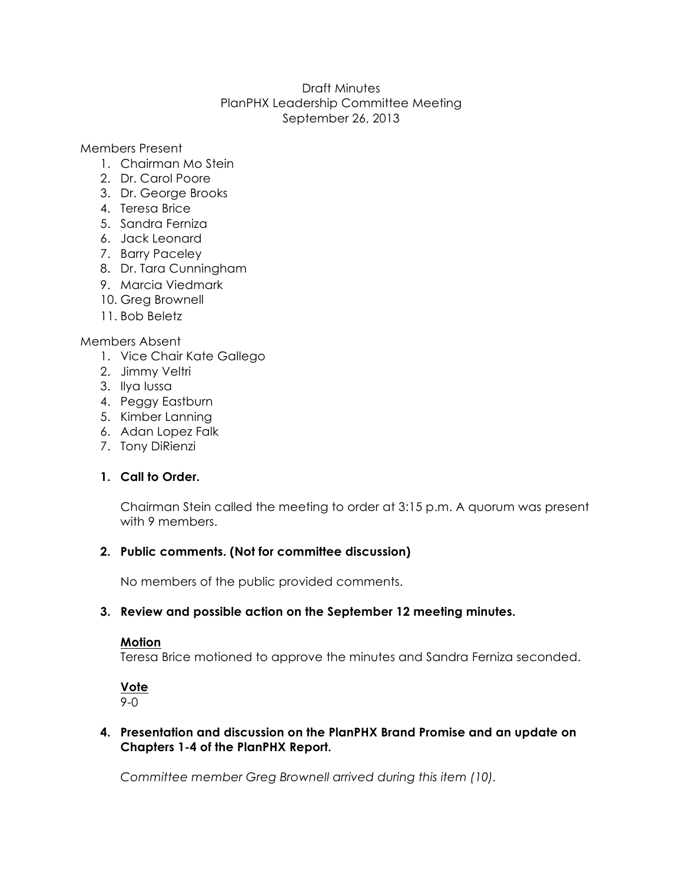Draft Minutes
PlanPHX Leadership Committee Meeting
September 26, 2013

Members Present

1. Chairman Mo Stein
2. Dr. Carol Poore
3. Dr. George Brooks
4. Teresa Brice
5. Sandra Ferniza
6. Jack Leonard
7. Barry Paceley
8. Dr. Tara Cunningham
9. Marcia Viedmark
10. Greg Brownell
11. Bob Beletz

Members Absent

1. Vice Chair Kate Gallego
2. Jimmy Veltri
3. Ilya Iussa
4. Peggy Eastburn
5. Kimber Lanning
6. Adan Lopez Falk
7. Tony DiRienzi

**1. Call to Order.**

Chairman Stein called the meeting to order at 3:15 p.m. A quorum was present with 9 members.

**2. Public comments. (Not for committee discussion)**

No members of the public provided comments.

**3. Review and possible action on the September 12 meeting minutes.**

**Motion**
Teresa Brice motioned to approve the minutes and Sandra Ferniza seconded.

**Vote**
9-0

**4. Presentation and discussion on the PlanPHX Brand Promise and an update on Chapters 1-4 of the PlanPHX Report.**

*Committee member Greg Brownell arrived during this item (10).*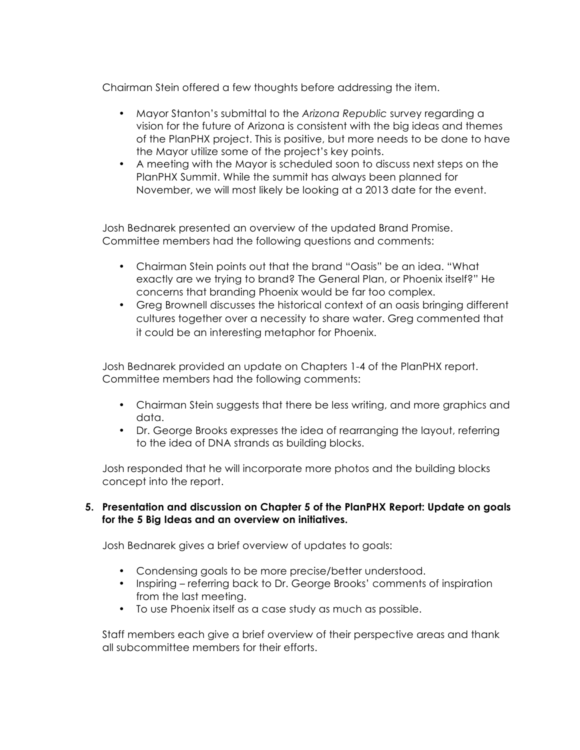Chairman Stein offered a few thoughts before addressing the item.

- Mayor Stanton's submittal to the *Arizona Republic* survey regarding a vision for the future of Arizona is consistent with the big ideas and themes of the PlanPHX project. This is positive, but more needs to be done to have the Mayor utilize some of the project's key points.
- A meeting with the Mayor is scheduled soon to discuss next steps on the PlanPHX Summit. While the summit has always been planned for November, we will most likely be looking at a 2013 date for the event.

Josh Bednarek presented an overview of the updated Brand Promise. Committee members had the following questions and comments:

- Chairman Stein points out that the brand "Oasis" be an idea. "What exactly are we trying to brand? The General Plan, or Phoenix itself?" He concerns that branding Phoenix would be far too complex.
- Greg Brownell discusses the historical context of an oasis bringing different cultures together over a necessity to share water. Greg commented that it could be an interesting metaphor for Phoenix.

Josh Bednarek provided an update on Chapters 1-4 of the PlanPHX report. Committee members had the following comments:

- Chairman Stein suggests that there be less writing, and more graphics and data.
- Dr. George Brooks expresses the idea of rearranging the layout, referring to the idea of DNA strands as building blocks.

Josh responded that he will incorporate more photos and the building blocks concept into the report.

**5. Presentation and discussion on Chapter 5 of the PlanPHX Report: Update on goals for the 5 Big Ideas and an overview on initiatives.**

Josh Bednarek gives a brief overview of updates to goals:

- Condensing goals to be more precise/better understood.
- Inspiring – referring back to Dr. George Brooks' comments of inspiration from the last meeting.
- To use Phoenix itself as a case study as much as possible.

Staff members each give a brief overview of their perspective areas and thank all subcommittee members for their efforts.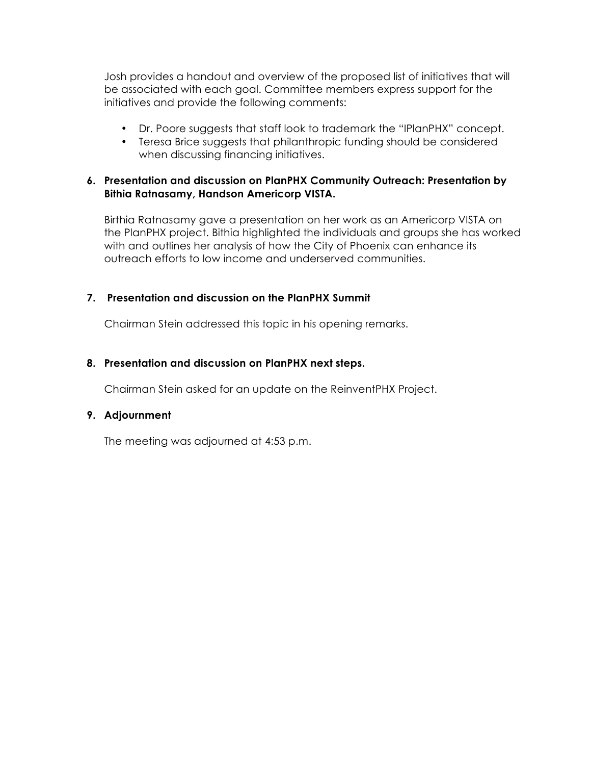Josh provides a handout and overview of the proposed list of initiatives that will be associated with each goal. Committee members express support for the initiatives and provide the following comments:

- Dr. Poore suggests that staff look to trademark the "IPlanPHX" concept.
- Teresa Brice suggests that philanthropic funding should be considered when discussing financing initiatives.

**6. Presentation and discussion on PlanPHX Community Outreach: Presentation by Bithia Ratnasamy, Handson Americorp VISTA.**

Birthia Ratnasamy gave a presentation on her work as an Americorp VISTA on the PlanPHX project. Bithia highlighted the individuals and groups she has worked with and outlines her analysis of how the City of Phoenix can enhance its outreach efforts to low income and underserved communities.

**7. Presentation and discussion on the PlanPHX Summit**

Chairman Stein addressed this topic in his opening remarks.

**8. Presentation and discussion on PlanPHX next steps.**

Chairman Stein asked for an update on the ReinventPHX Project.

**9. Adjournment**

The meeting was adjourned at 4:53 p.m.